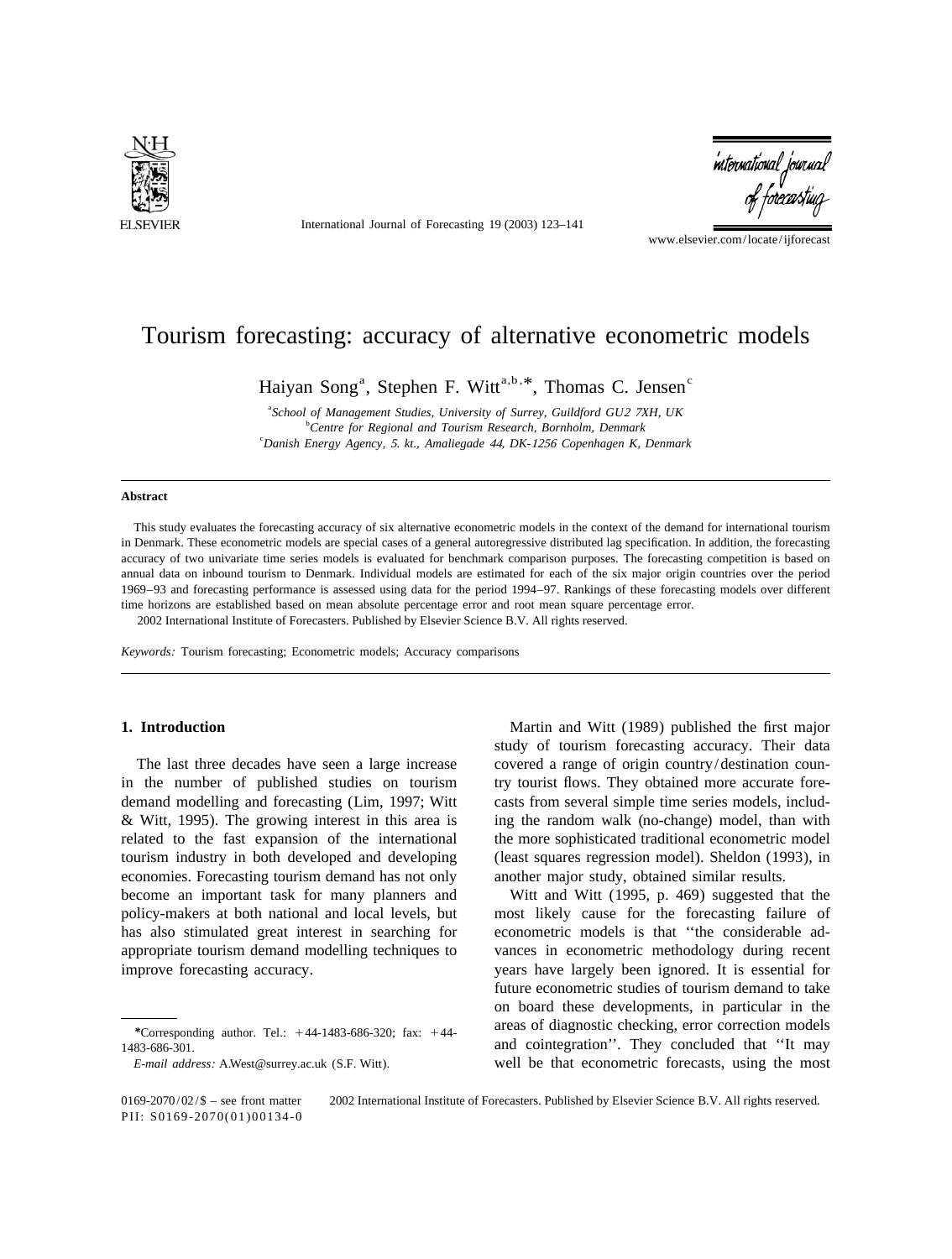# Tourism forecasting: accuracy of alternative econometric models

Haiyan Song[a], Stephen F. Witt[a,b,*], Thomas C. Jensen[c]

[a]*School of Management Studies, University of Surrey, Guildford GU2 7XH, UK*
[b]*Centre for Regional and Tourism Research, Bornholm, Denmark*
[c]*Danish Energy Agency, 5. kt., Amaliegade 44, DK-1256 Copenhagen K, Denmark*

**Abstract**

This study evaluates the forecasting accuracy of six alternative econometric models in the context of the demand for international tourism in Denmark. These econometric models are special cases of a general autoregressive distributed lag specification. In addition, the forecasting accuracy of two univariate time series models is evaluated for benchmark comparison purposes. The forecasting competition is based on annual data on inbound tourism to Denmark. Individual models are estimated for each of the six major origin countries over the period 1969–93 and forecasting performance is assessed using data for the period 1994–97. Rankings of these forecasting models over different time horizons are established based on mean absolute percentage error and root mean square percentage error.

2002 International Institute of Forecasters. Published by Elsevier Science B.V. All rights reserved.

*Keywords:* Tourism forecasting; Econometric models; Accuracy comparisons

## 1. Introduction

The last three decades have seen a large increase in the number of published studies on tourism demand modelling and forecasting (Lim, 1997; Witt & Witt, 1995). The growing interest in this area is related to the fast expansion of the international tourism industry in both developed and developing economies. Forecasting tourism demand has not only become an important task for many planners and policy-makers at both national and local levels, but has also stimulated great interest in searching for appropriate tourism demand modelling techniques to improve forecasting accuracy.

Martin and Witt (1989) published the first major study of tourism forecasting accuracy. Their data covered a range of origin country/destination country tourist flows. They obtained more accurate forecasts from several simple time series models, including the random walk (no-change) model, than with the more sophisticated traditional econometric model (least squares regression model). Sheldon (1993), in another major study, obtained similar results.

Witt and Witt (1995, p. 469) suggested that the most likely cause for the forecasting failure of econometric models is that ''the considerable advances in econometric methodology during recent years have largely been ignored. It is essential for future econometric studies of tourism demand to take on board these developments, in particular in the areas of diagnostic checking, error correction models and cointegration''. They concluded that ''It may well be that econometric forecasts, using the most

*Corresponding author. Tel.: +44-1483-686-320; fax: +44-1483-686-301.

*E-mail address:* A.West@surrey.ac.uk (S.F. Witt).

0169-2070/02/$ – see front matter 2002 International Institute of Forecasters. Published by Elsevier Science B.V. All rights reserved.
PII: S0169-2070(01)00134-0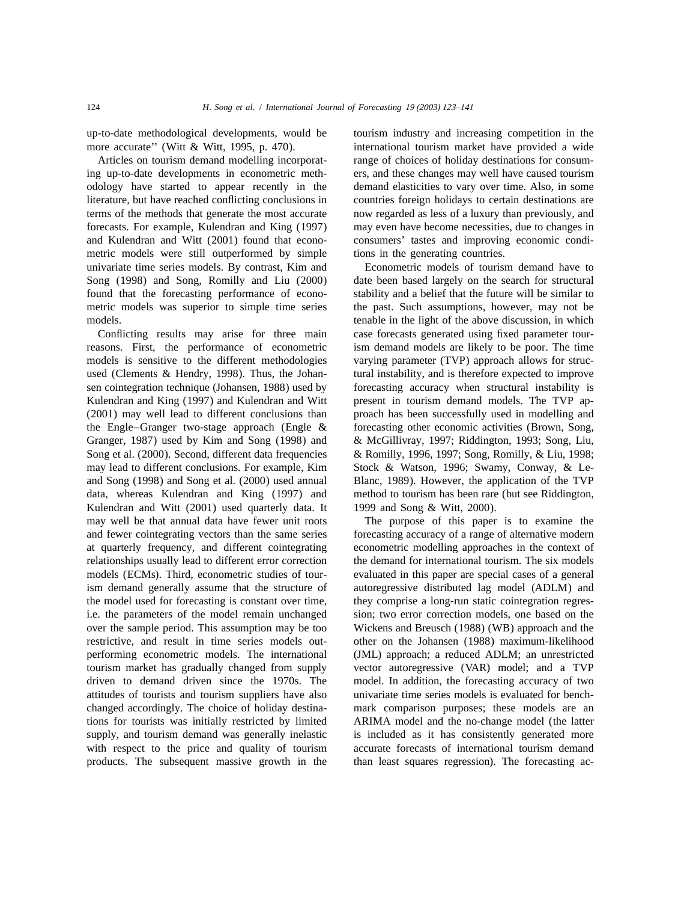up-to-date methodological developments, would be more accurate'' (Witt & Witt, 1995, p. 470).

Articles on tourism demand modelling incorporating up-to-date developments in econometric methodology have started to appear recently in the literature, but have reached conflicting conclusions in terms of the methods that generate the most accurate forecasts. For example, Kulendran and King (1997) and Kulendran and Witt (2001) found that econometric models were still outperformed by simple univariate time series models. By contrast, Kim and Song (1998) and Song, Romilly and Liu (2000) found that the forecasting performance of econometric models was superior to simple time series models.

Conflicting results may arise for three main reasons. First, the performance of econometric models is sensitive to the different methodologies used (Clements & Hendry, 1998). Thus, the Johansen cointegration technique (Johansen, 1988) used by Kulendran and King (1997) and Kulendran and Witt (2001) may well lead to different conclusions than the Engle–Granger two-stage approach (Engle & Granger, 1987) used by Kim and Song (1998) and Song et al. (2000). Second, different data frequencies may lead to different conclusions. For example, Kim and Song (1998) and Song et al. (2000) used annual data, whereas Kulendran and King (1997) and Kulendran and Witt (2001) used quarterly data. It may well be that annual data have fewer unit roots and fewer cointegrating vectors than the same series at quarterly frequency, and different cointegrating relationships usually lead to different error correction models (ECMs). Third, econometric studies of tourism demand generally assume that the structure of the model used for forecasting is constant over time, i.e. the parameters of the model remain unchanged over the sample period. This assumption may be too restrictive, and result in time series models outperforming econometric models. The international tourism market has gradually changed from supply driven to demand driven since the 1970s. The attitudes of tourists and tourism suppliers have also changed accordingly. The choice of holiday destinations for tourists was initially restricted by limited supply, and tourism demand was generally inelastic with respect to the price and quality of tourism products. The subsequent massive growth in the tourism industry and increasing competition in the international tourism market have provided a wide range of choices of holiday destinations for consumers, and these changes may well have caused tourism demand elasticities to vary over time. Also, in some countries foreign holidays to certain destinations are now regarded as less of a luxury than previously, and may even have become necessities, due to changes in consumers' tastes and improving economic conditions in the generating countries.

Econometric models of tourism demand have to date been based largely on the search for structural stability and a belief that the future will be similar to the past. Such assumptions, however, may not be tenable in the light of the above discussion, in which case forecasts generated using fixed parameter tourism demand models are likely to be poor. The time varying parameter (TVP) approach allows for structural instability, and is therefore expected to improve forecasting accuracy when structural instability is present in tourism demand models. The TVP approach has been successfully used in modelling and forecasting other economic activities (Brown, Song, & McGillivray, 1997; Riddington, 1993; Song, Liu, & Romilly, 1996, 1997; Song, Romilly, & Liu, 1998; Stock & Watson, 1996; Swamy, Conway, & LeBlanc, 1989). However, the application of the TVP method to tourism has been rare (but see Riddington, 1999 and Song & Witt, 2000).

The purpose of this paper is to examine the forecasting accuracy of a range of alternative modern econometric modelling approaches in the context of the demand for international tourism. The six models evaluated in this paper are special cases of a general autoregressive distributed lag model (ADLM) and they comprise a long-run static cointegration regression; two error correction models, one based on the Wickens and Breusch (1988) (WB) approach and the other on the Johansen (1988) maximum-likelihood (JML) approach; a reduced ADLM; an unrestricted vector autoregressive (VAR) model; and a TVP model. In addition, the forecasting accuracy of two univariate time series models is evaluated for benchmark comparison purposes; these models are an ARIMA model and the no-change model (the latter is included as it has consistently generated more accurate forecasts of international tourism demand than least squares regression). The forecasting ac-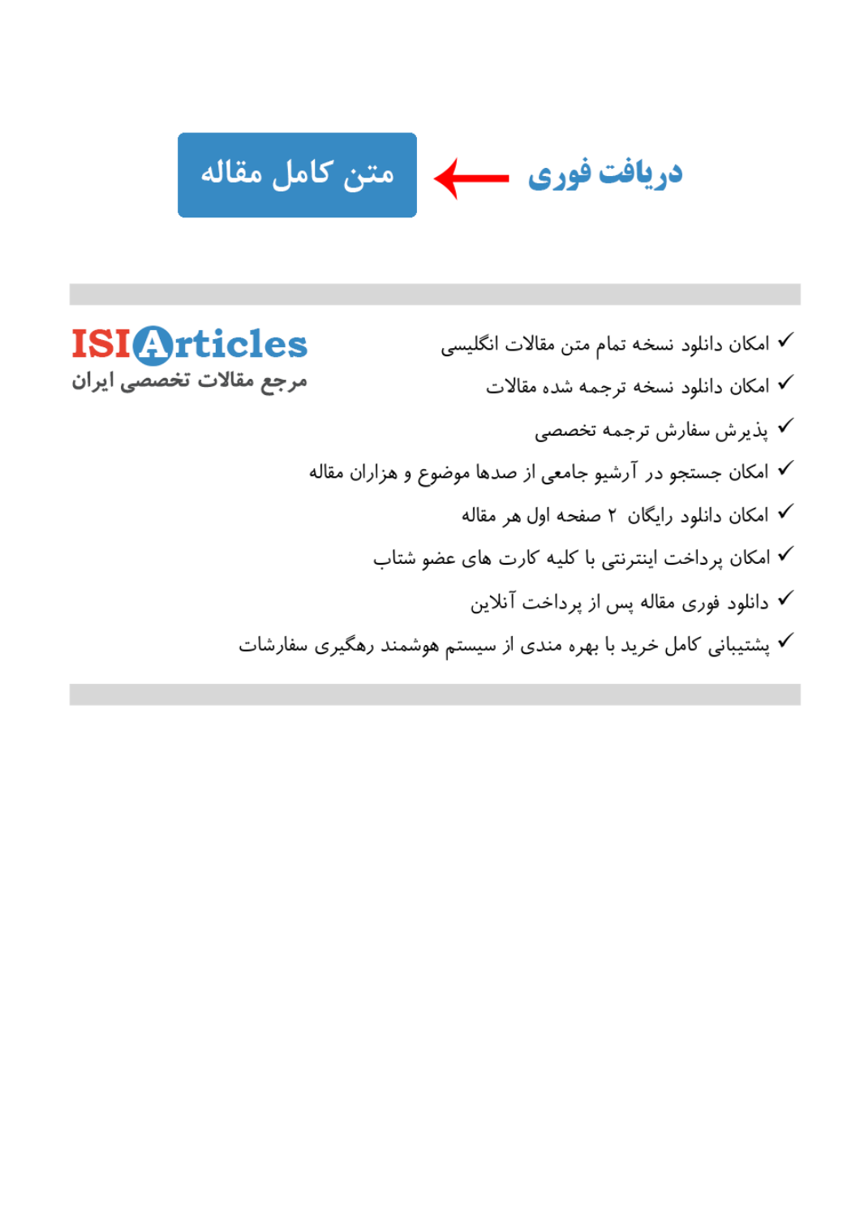**دریافت فوری** ← **متن کامل مقاله**

**ISIArticles**
مرجع مقالات تخصصی ایران

- ✓ امکان دانلود نسخه تمام متن مقالات انگلیسی
- ✓ امکان دانلود نسخه ترجمه شده مقالات
- ✓ پذیرش سفارش ترجمه تخصصی
- ✓ امکان جستجو در آرشیو جامعی از صدها موضوع و هزاران مقاله
- ✓ امکان دانلود رایگان ۲ صفحه اول هر مقاله
- ✓ امکان پرداخت اینترنتی با کلیه کارت های عضو شتاب
- ✓ دانلود فوری مقاله پس از پرداخت آنلاین
- ✓ پشتیبانی کامل خرید با بهره مندی از سیستم هوشمند رهگیری سفارشات